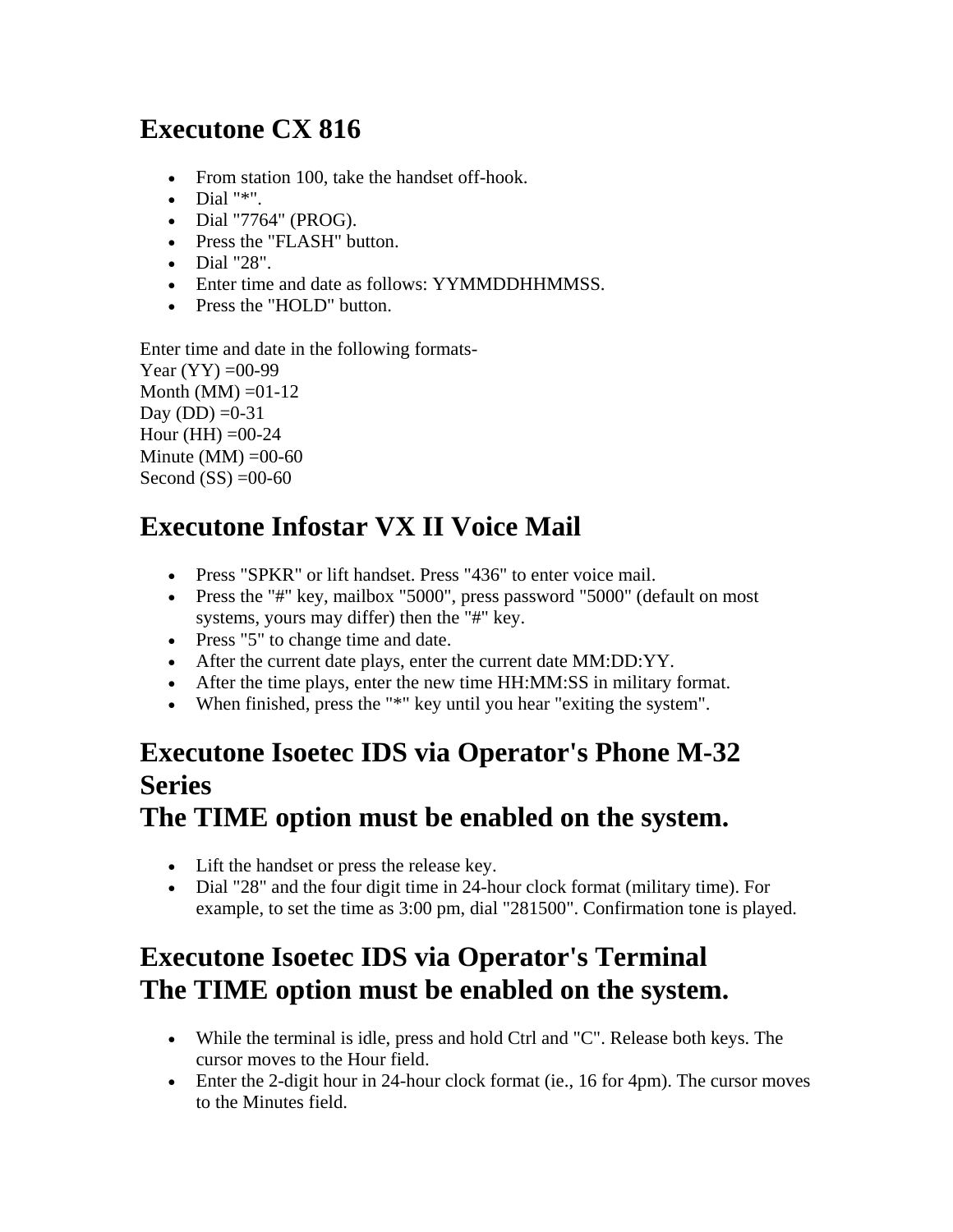## Executone CX 816

- From station 100, take the handset off-hook.
- Dial "*".
- Dial "7764" (PROG).
- Press the "FLASH" button.
- Dial "28".
- Enter time and date as follows: YYMMDDHHMMSS.
- Press the "HOLD" button.

Enter time and date in the following formats-
Year (YY) =00-99
Month (MM) =01-12
Day (DD) =0-31
Hour (HH) =00-24
Minute (MM) =00-60
Second (SS) =00-60

## Executone Infostar VX II Voice Mail

- Press "SPKR" or lift handset. Press "436" to enter voice mail.
- Press the "#" key, mailbox "5000", press password "5000" (default on most systems, yours may differ) then the "#" key.
- Press "5" to change time and date.
- After the current date plays, enter the current date MM:DD:YY.
- After the time plays, enter the new time HH:MM:SS in military format.
- When finished, press the "*" key until you hear "exiting the system".

## Executone Isoetec IDS via Operator's Phone M-32 Series
## The TIME option must be enabled on the system.

- Lift the handset or press the release key.
- Dial "28" and the four digit time in 24-hour clock format (military time). For example, to set the time as 3:00 pm, dial "281500". Confirmation tone is played.

## Executone Isoetec IDS via Operator's Terminal
## The TIME option must be enabled on the system.

- While the terminal is idle, press and hold Ctrl and "C". Release both keys. The cursor moves to the Hour field.
- Enter the 2-digit hour in 24-hour clock format (ie., 16 for 4pm). The cursor moves to the Minutes field.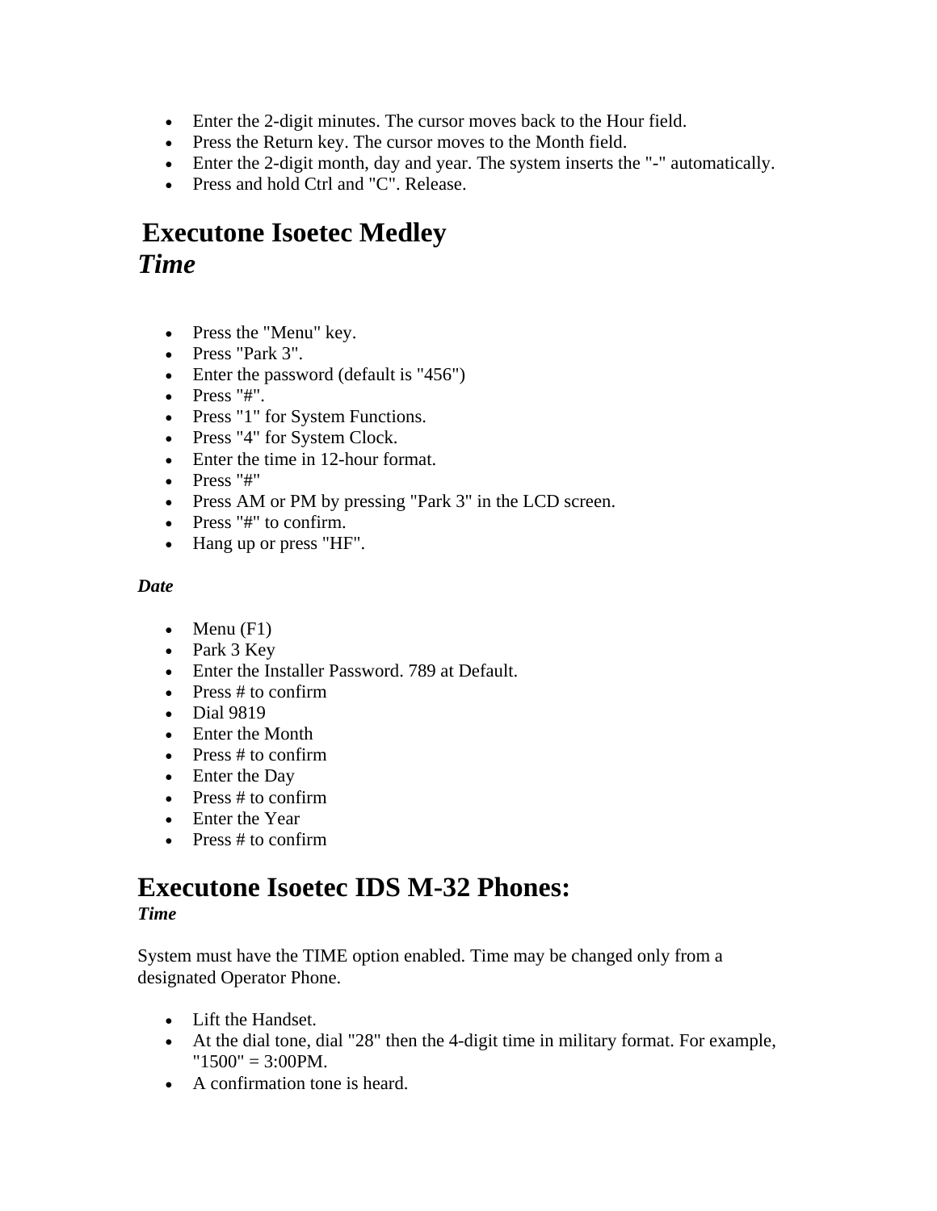- Enter the 2-digit minutes. The cursor moves back to the Hour field.
- Press the Return key. The cursor moves to the Month field.
- Enter the 2-digit month, day and year. The system inserts the "-" automatically.
- Press and hold Ctrl and "C". Release.

## Executone Isoetec Medley

### *Time*

- Press the "Menu" key.
- Press "Park 3".
- Enter the password (default is "456")
- Press "#".
- Press "1" for System Functions.
- Press "4" for System Clock.
- Enter the time in 12-hour format.
- Press "#"
- Press AM or PM by pressing "Park 3" in the LCD screen.
- Press "#" to confirm.
- Hang up or press "HF".

***Date***

- Menu (F1)
- Park 3 Key
- Enter the Installer Password. 789 at Default.
- Press # to confirm
- Dial 9819
- Enter the Month
- Press # to confirm
- Enter the Day
- Press # to confirm
- Enter the Year
- Press # to confirm

# Executone Isoetec IDS M-32 Phones:

***Time***

System must have the TIME option enabled. Time may be changed only from a designated Operator Phone.

- Lift the Handset.
- At the dial tone, dial "28" then the 4-digit time in military format. For example, "1500" = 3:00PM.
- A confirmation tone is heard.